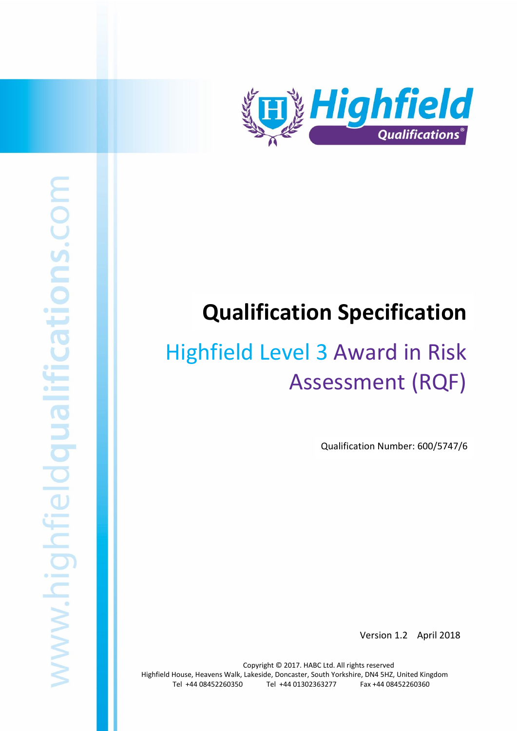# Qualification Specification

## Highfield Level 3 Award in Risk Assessment (RQF)

Qualification Number: 600/5747/6

Version 1.2 April 2018

Copyright © 2017. HABC Ltd. All rights reserved
Highfield House, Heavens Walk, Lakeside, Doncaster, South Yorkshire, DN4 5HZ, United Kingdom
Tel +44 08452260350 Tel +44 01302363277 Fax +44 08452260360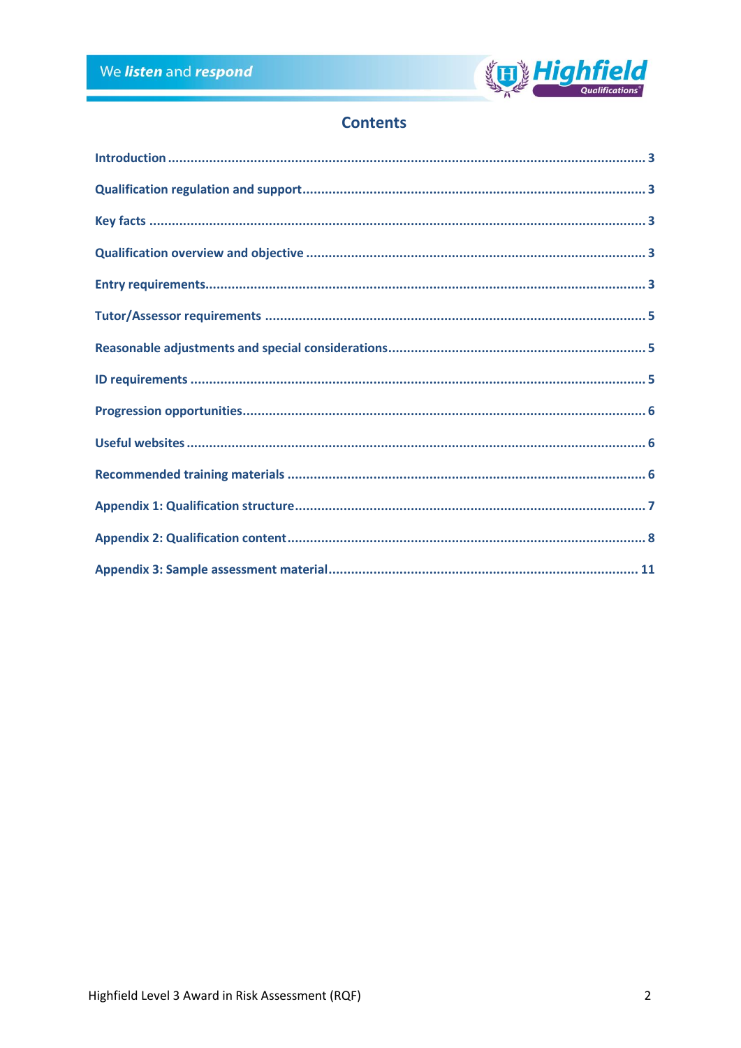# Contents

- Introduction ... 3
- Qualification regulation and support ... 3
- Key facts ... 3
- Qualification overview and objective ... 3
- Entry requirements ... 3
- Tutor/Assessor requirements ... 5
- Reasonable adjustments and special considerations ... 5
- ID requirements ... 5
- Progression opportunities ... 6
- Useful websites ... 6
- Recommended training materials ... 6
- Appendix 1: Qualification structure ... 7
- Appendix 2: Qualification content ... 8
- Appendix 3: Sample assessment material ... 11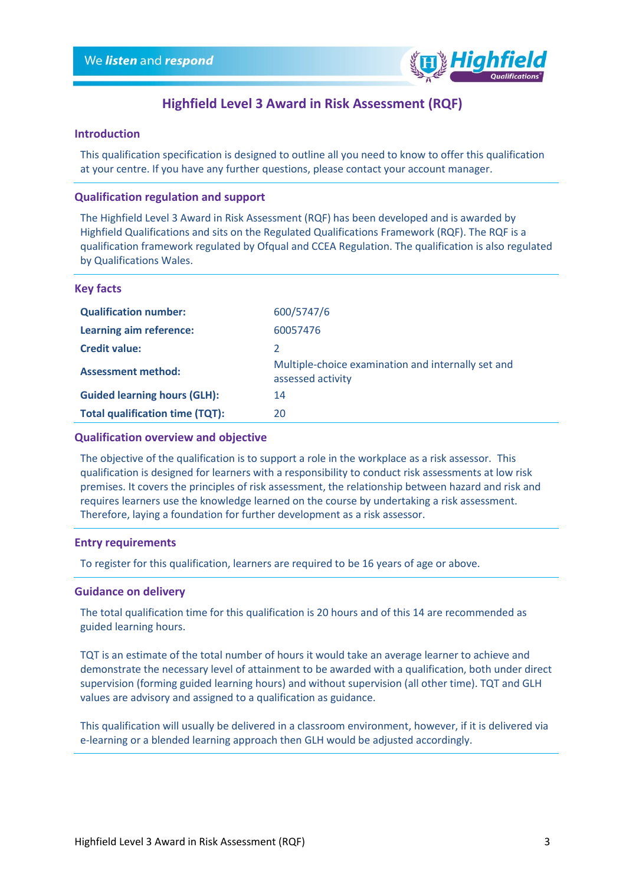# Highfield Level 3 Award in Risk Assessment (RQF)

## Introduction

This qualification specification is designed to outline all you need to know to offer this qualification at your centre. If you have any further questions, please contact your account manager.

## Qualification regulation and support

The Highfield Level 3 Award in Risk Assessment (RQF) has been developed and is awarded by Highfield Qualifications and sits on the Regulated Qualifications Framework (RQF). The RQF is a qualification framework regulated by Ofqual and CCEA Regulation. The qualification is also regulated by Qualifications Wales.

## Key facts

| | |
|---|---|
| **Qualification number:** | 600/5747/6 |
| **Learning aim reference:** | 60057476 |
| **Credit value:** | 2 |
| **Assessment method:** | Multiple-choice examination and internally set and assessed activity |
| **Guided learning hours (GLH):** | 14 |
| **Total qualification time (TQT):** | 20 |

## Qualification overview and objective

The objective of the qualification is to support a role in the workplace as a risk assessor. This qualification is designed for learners with a responsibility to conduct risk assessments at low risk premises. It covers the principles of risk assessment, the relationship between hazard and risk and requires learners use the knowledge learned on the course by undertaking a risk assessment. Therefore, laying a foundation for further development as a risk assessor.

## Entry requirements

To register for this qualification, learners are required to be 16 years of age or above.

## Guidance on delivery

The total qualification time for this qualification is 20 hours and of this 14 are recommended as guided learning hours.

TQT is an estimate of the total number of hours it would take an average learner to achieve and demonstrate the necessary level of attainment to be awarded with a qualification, both under direct supervision (forming guided learning hours) and without supervision (all other time). TQT and GLH values are advisory and assigned to a qualification as guidance.

This qualification will usually be delivered in a classroom environment, however, if it is delivered via e-learning or a blended learning approach then GLH would be adjusted accordingly.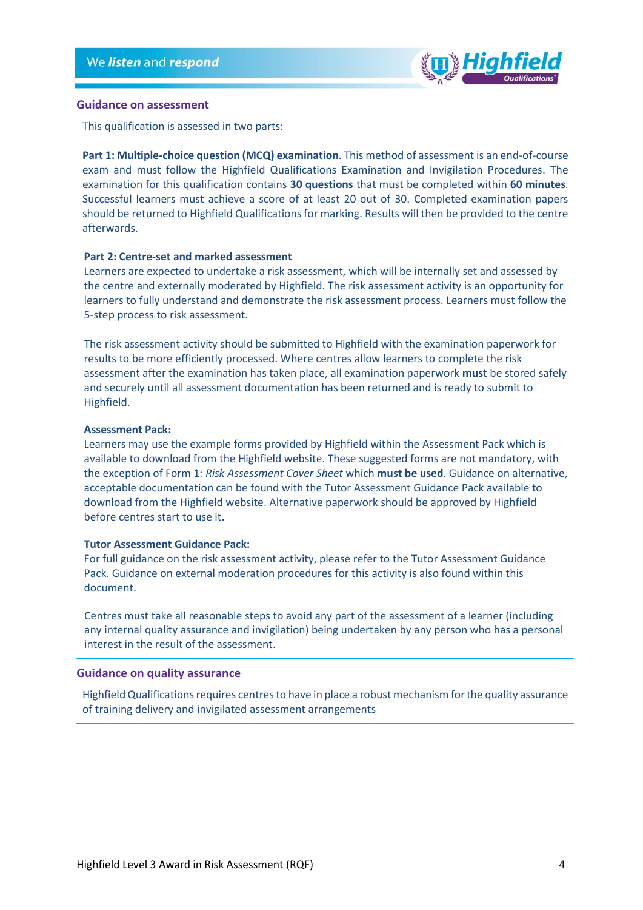## Guidance on assessment

This qualification is assessed in two parts:

**Part 1: Multiple-choice question (MCQ) examination**. This method of assessment is an end-of-course exam and must follow the Highfield Qualifications Examination and Invigilation Procedures. The examination for this qualification contains **30 questions** that must be completed within **60 minutes**. Successful learners must achieve a score of at least 20 out of 30. Completed examination papers should be returned to Highfield Qualifications for marking. Results will then be provided to the centre afterwards.

**Part 2: Centre-set and marked assessment**

Learners are expected to undertake a risk assessment, which will be internally set and assessed by the centre and externally moderated by Highfield. The risk assessment activity is an opportunity for learners to fully understand and demonstrate the risk assessment process. Learners must follow the 5-step process to risk assessment.

The risk assessment activity should be submitted to Highfield with the examination paperwork for results to be more efficiently processed. Where centres allow learners to complete the risk assessment after the examination has taken place, all examination paperwork **must** be stored safely and securely until all assessment documentation has been returned and is ready to submit to Highfield.

**Assessment Pack:**

Learners may use the example forms provided by Highfield within the Assessment Pack which is available to download from the Highfield website. These suggested forms are not mandatory, with the exception of Form 1: *Risk Assessment Cover Sheet* which **must be used**. Guidance on alternative, acceptable documentation can be found with the Tutor Assessment Guidance Pack available to download from the Highfield website. Alternative paperwork should be approved by Highfield before centres start to use it.

**Tutor Assessment Guidance Pack:**

For full guidance on the risk assessment activity, please refer to the Tutor Assessment Guidance Pack. Guidance on external moderation procedures for this activity is also found within this document.

Centres must take all reasonable steps to avoid any part of the assessment of a learner (including any internal quality assurance and invigilation) being undertaken by any person who has a personal interest in the result of the assessment.

## Guidance on quality assurance

Highfield Qualifications requires centres to have in place a robust mechanism for the quality assurance of training delivery and invigilated assessment arrangements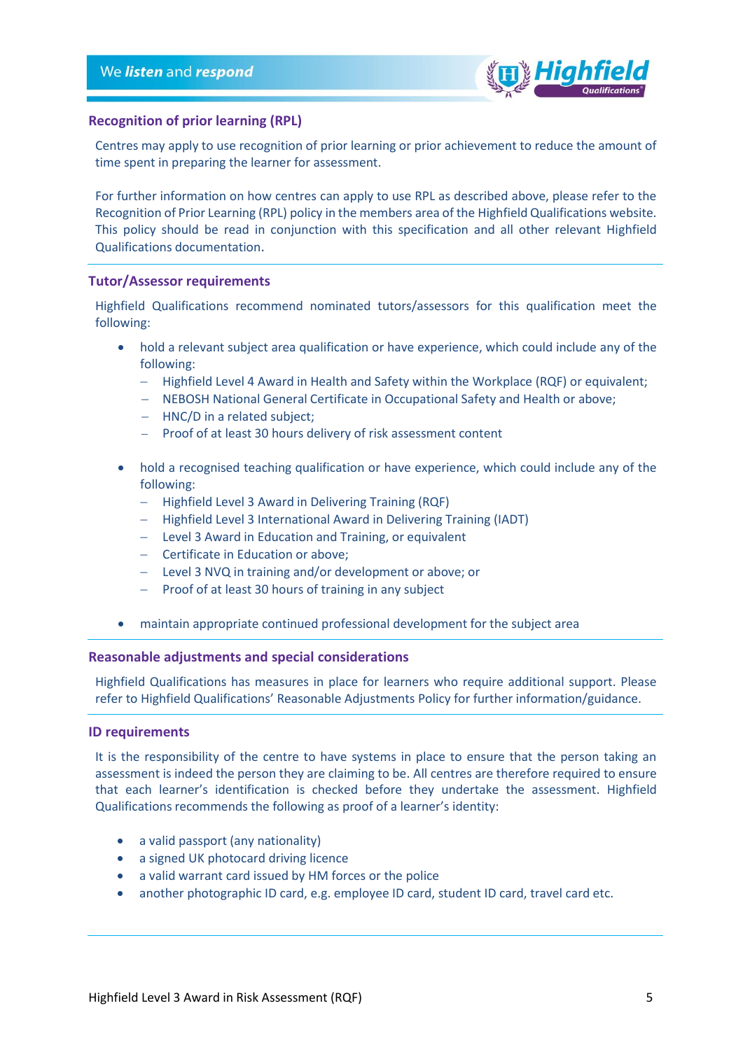## Recognition of prior learning (RPL)

Centres may apply to use recognition of prior learning or prior achievement to reduce the amount of time spent in preparing the learner for assessment.

For further information on how centres can apply to use RPL as described above, please refer to the Recognition of Prior Learning (RPL) policy in the members area of the Highfield Qualifications website. This policy should be read in conjunction with this specification and all other relevant Highfield Qualifications documentation.

## Tutor/Assessor requirements

Highfield Qualifications recommend nominated tutors/assessors for this qualification meet the following:

- hold a relevant subject area qualification or have experience, which could include any of the following:
  - Highfield Level 4 Award in Health and Safety within the Workplace (RQF) or equivalent;
  - NEBOSH National General Certificate in Occupational Safety and Health or above;
  - HNC/D in a related subject;
  - Proof of at least 30 hours delivery of risk assessment content
- hold a recognised teaching qualification or have experience, which could include any of the following:
  - Highfield Level 3 Award in Delivering Training (RQF)
  - Highfield Level 3 International Award in Delivering Training (IADT)
  - Level 3 Award in Education and Training, or equivalent
  - Certificate in Education or above;
  - Level 3 NVQ in training and/or development or above; or
  - Proof of at least 30 hours of training in any subject
- maintain appropriate continued professional development for the subject area

## Reasonable adjustments and special considerations

Highfield Qualifications has measures in place for learners who require additional support. Please refer to Highfield Qualifications' Reasonable Adjustments Policy for further information/guidance.

## ID requirements

It is the responsibility of the centre to have systems in place to ensure that the person taking an assessment is indeed the person they are claiming to be. All centres are therefore required to ensure that each learner's identification is checked before they undertake the assessment. Highfield Qualifications recommends the following as proof of a learner's identity:

- a valid passport (any nationality)
- a signed UK photocard driving licence
- a valid warrant card issued by HM forces or the police
- another photographic ID card, e.g. employee ID card, student ID card, travel card etc.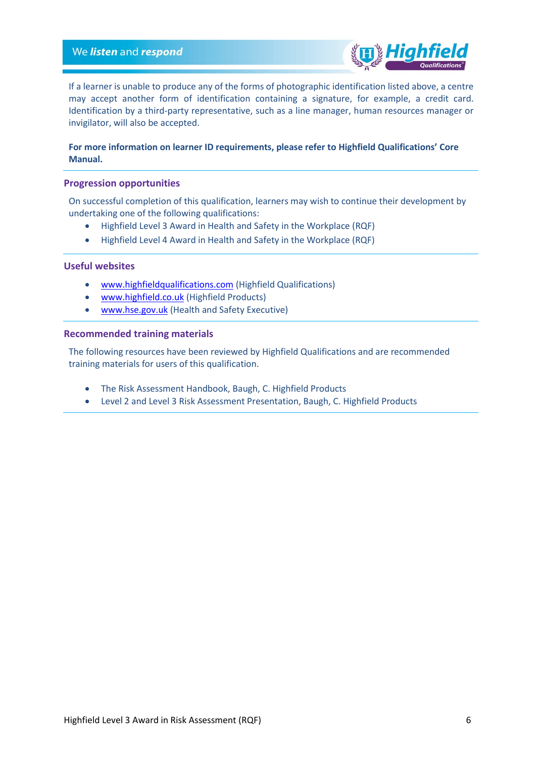If a learner is unable to produce any of the forms of photographic identification listed above, a centre may accept another form of identification containing a signature, for example, a credit card. Identification by a third-party representative, such as a line manager, human resources manager or invigilator, will also be accepted.

**For more information on learner ID requirements, please refer to Highfield Qualifications' Core Manual.**

## Progression opportunities

On successful completion of this qualification, learners may wish to continue their development by undertaking one of the following qualifications:

- Highfield Level 3 Award in Health and Safety in the Workplace (RQF)
- Highfield Level 4 Award in Health and Safety in the Workplace (RQF)

## Useful websites

- www.highfieldqualifications.com (Highfield Qualifications)
- www.highfield.co.uk (Highfield Products)
- www.hse.gov.uk (Health and Safety Executive)

## Recommended training materials

The following resources have been reviewed by Highfield Qualifications and are recommended training materials for users of this qualification.

- The Risk Assessment Handbook, Baugh, C. Highfield Products
- Level 2 and Level 3 Risk Assessment Presentation, Baugh, C. Highfield Products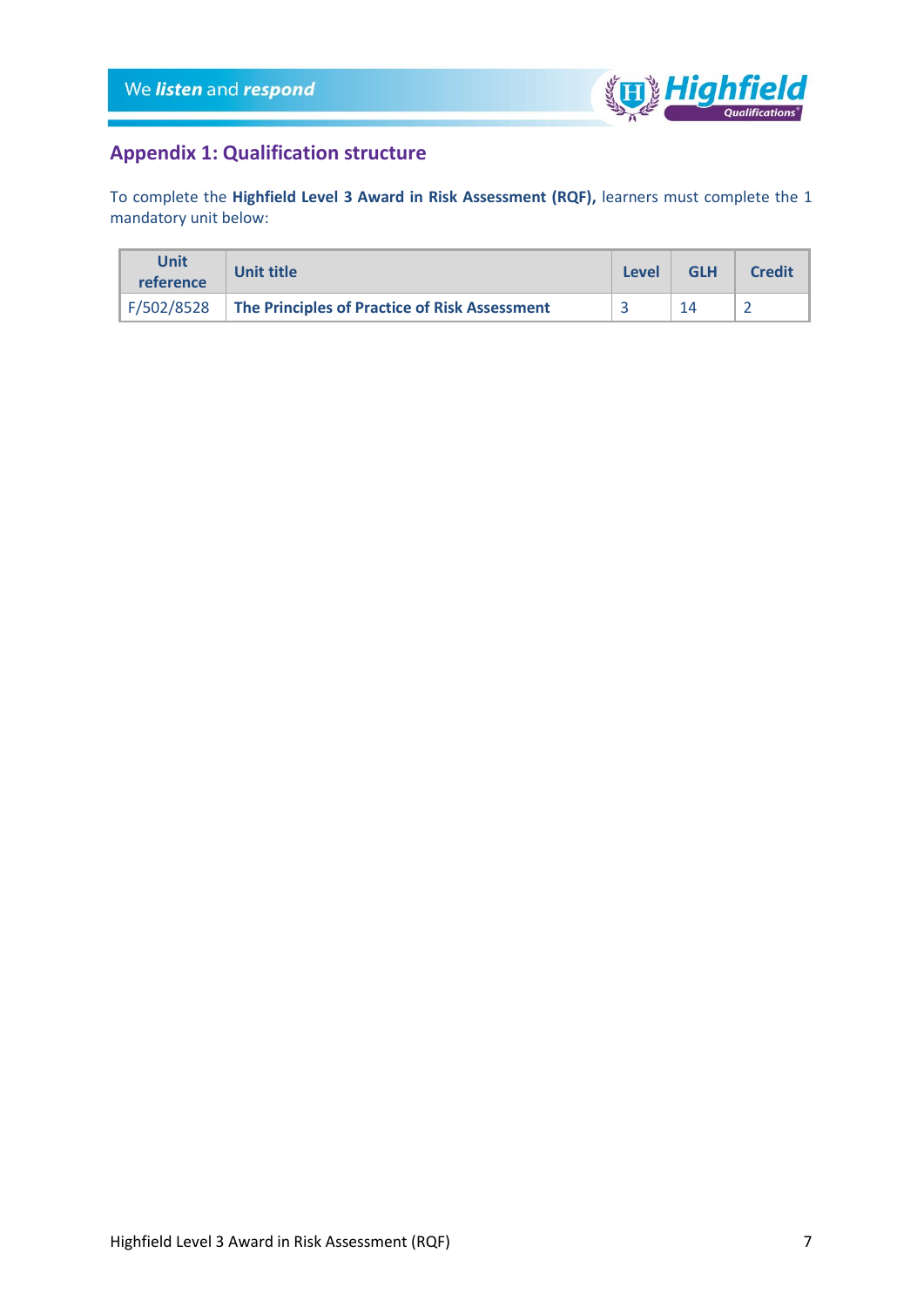## Appendix 1: Qualification structure

To complete the **Highfield Level 3 Award in Risk Assessment (RQF),** learners must complete the 1 mandatory unit below:

| Unit reference | Unit title | Level | GLH | Credit |
|---|---|---|---|---|
| F/502/8528 | **The Principles of Practice of Risk Assessment** | 3 | 14 | 2 |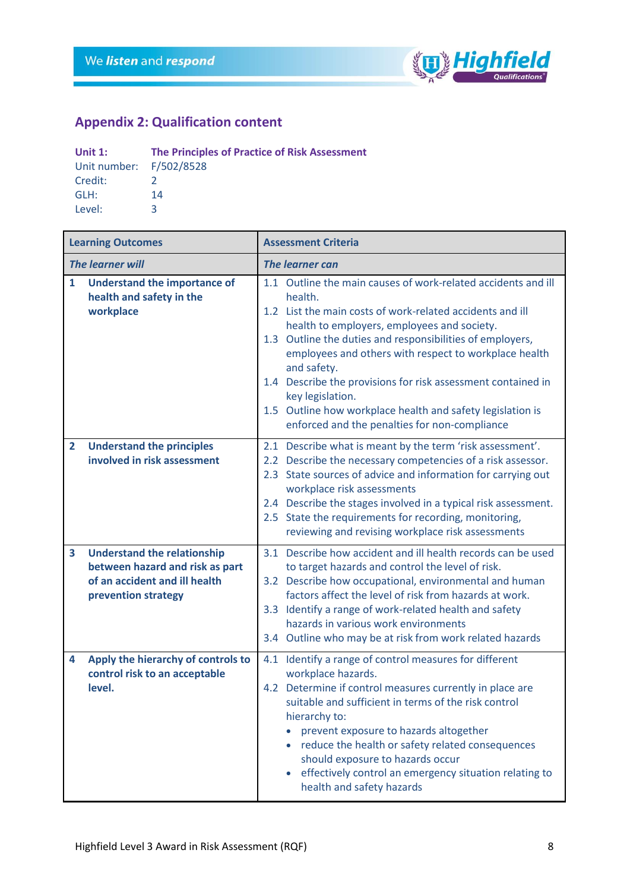## Appendix 2: Qualification content

**Unit 1:** **The Principles of Practice of Risk Assessment**
Unit number: F/502/8528
Credit: 2
GLH: 14
Level: 3

| **Learning Outcomes** | **Assessment Criteria** |
|---|---|
| ***The learner will*** | ***The learner can*** |
| **1 Understand the importance of health and safety in the workplace** | 1.1 Outline the main causes of work-related accidents and ill health.<br>1.2 List the main costs of work-related accidents and ill health to employers, employees and society.<br>1.3 Outline the duties and responsibilities of employers, employees and others with respect to workplace health and safety.<br>1.4 Describe the provisions for risk assessment contained in key legislation.<br>1.5 Outline how workplace health and safety legislation is enforced and the penalties for non-compliance |
| **2 Understand the principles involved in risk assessment** | 2.1 Describe what is meant by the term 'risk assessment'.<br>2.2 Describe the necessary competencies of a risk assessor.<br>2.3 State sources of advice and information for carrying out workplace risk assessments<br>2.4 Describe the stages involved in a typical risk assessment.<br>2.5 State the requirements for recording, monitoring, reviewing and revising workplace risk assessments |
| **3 Understand the relationship between hazard and risk as part of an accident and ill health prevention strategy** | 3.1 Describe how accident and ill health records can be used to target hazards and control the level of risk.<br>3.2 Describe how occupational, environmental and human factors affect the level of risk from hazards at work.<br>3.3 Identify a range of work-related health and safety hazards in various work environments<br>3.4 Outline who may be at risk from work related hazards |
| **4 Apply the hierarchy of controls to control risk to an acceptable level.** | 4.1 Identify a range of control measures for different workplace hazards.<br>4.2 Determine if control measures currently in place are suitable and sufficient in terms of the risk control hierarchy to:<br>• prevent exposure to hazards altogether<br>• reduce the health or safety related consequences should exposure to hazards occur<br>• effectively control an emergency situation relating to health and safety hazards |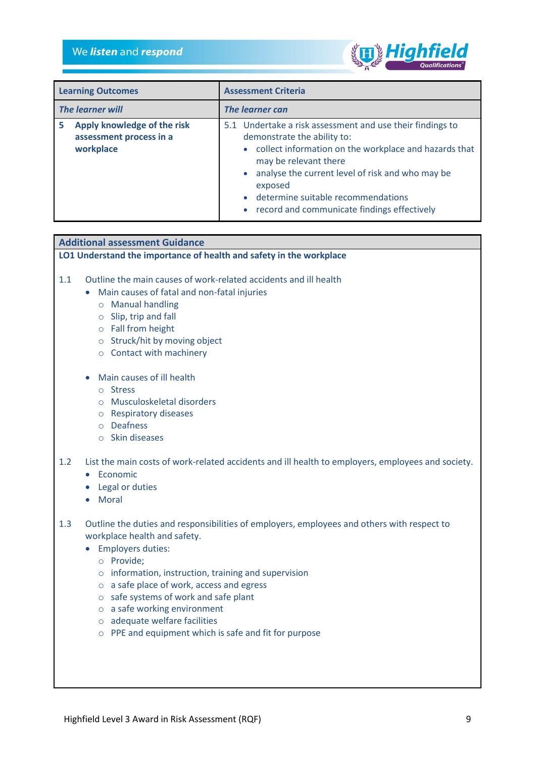| Learning Outcomes | Assessment Criteria |
|---|---|
| ***The learner will*** | ***The learner can*** |
| **5 Apply knowledge of the risk assessment process in a workplace** | 5.1 Undertake a risk assessment and use their findings to demonstrate the ability to:<br>• collect information on the workplace and hazards that may be relevant there<br>• analyse the current level of risk and who may be exposed<br>• determine suitable recommendations<br>• record and communicate findings effectively |

## Additional assessment Guidance

### LO1 Understand the importance of health and safety in the workplace

1.1 Outline the main causes of work-related accidents and ill health

- Main causes of fatal and non-fatal injuries
  - Manual handling
  - Slip, trip and fall
  - Fall from height
  - Struck/hit by moving object
  - Contact with machinery

- Main causes of ill health
  - Stress
  - Musculoskeletal disorders
  - Respiratory diseases
  - Deafness
  - Skin diseases

1.2 List the main costs of work-related accidents and ill health to employers, employees and society.

- Economic
- Legal or duties
- Moral

1.3 Outline the duties and responsibilities of employers, employees and others with respect to workplace health and safety.

- Employers duties:
  - Provide;
  - information, instruction, training and supervision
  - a safe place of work, access and egress
  - safe systems of work and safe plant
  - a safe working environment
  - adequate welfare facilities
  - PPE and equipment which is safe and fit for purpose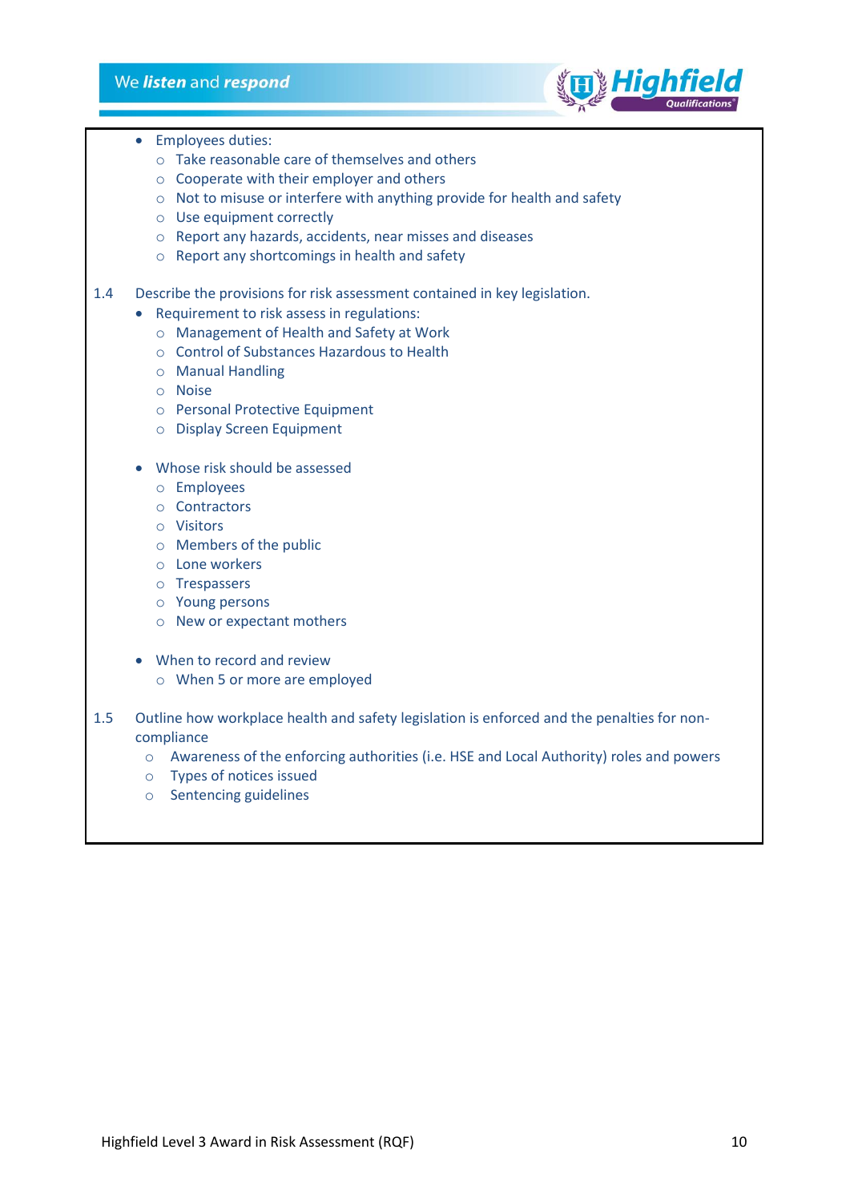- Employees duties:
  - Take reasonable care of themselves and others
  - Cooperate with their employer and others
  - Not to misuse or interfere with anything provide for health and safety
  - Use equipment correctly
  - Report any hazards, accidents, near misses and diseases
  - Report any shortcomings in health and safety

1.4 Describe the provisions for risk assessment contained in key legislation.

- Requirement to risk assess in regulations:
  - Management of Health and Safety at Work
  - Control of Substances Hazardous to Health
  - Manual Handling
  - Noise
  - Personal Protective Equipment
  - Display Screen Equipment

- Whose risk should be assessed
  - Employees
  - Contractors
  - Visitors
  - Members of the public
  - Lone workers
  - Trespassers
  - Young persons
  - New or expectant mothers

- When to record and review
  - When 5 or more are employed

1.5 Outline how workplace health and safety legislation is enforced and the penalties for non-compliance

- Awareness of the enforcing authorities (i.e. HSE and Local Authority) roles and powers
- Types of notices issued
- Sentencing guidelines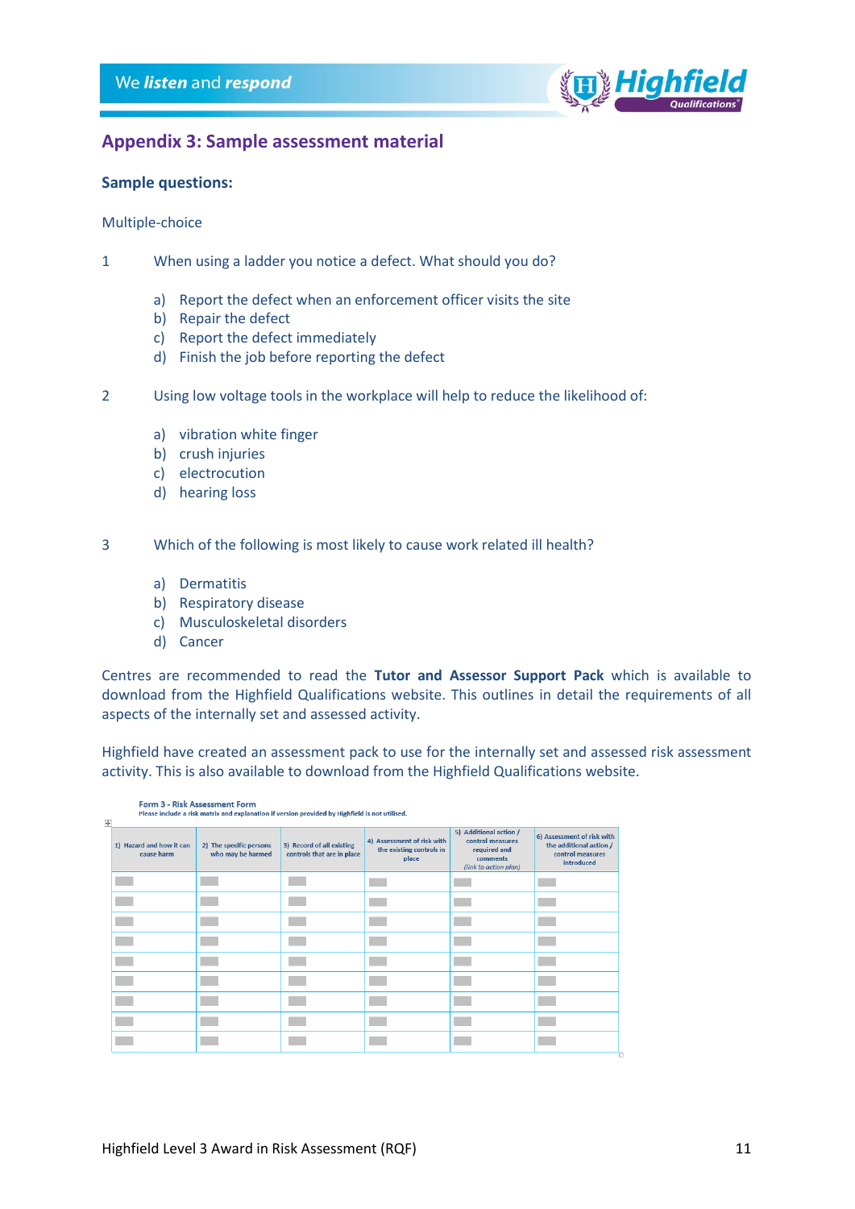## Appendix 3: Sample assessment material

### Sample questions:

Multiple-choice

1 When using a ladder you notice a defect. What should you do?

a) Report the defect when an enforcement officer visits the site
b) Repair the defect
c) Report the defect immediately
d) Finish the job before reporting the defect

2 Using low voltage tools in the workplace will help to reduce the likelihood of:

a) vibration white finger
b) crush injuries
c) electrocution
d) hearing loss

3 Which of the following is most likely to cause work related ill health?

a) Dermatitis
b) Respiratory disease
c) Musculoskeletal disorders
d) Cancer

Centres are recommended to read the **Tutor and Assessor Support Pack** which is available to download from the Highfield Qualifications website. This outlines in detail the requirements of all aspects of the internally set and assessed activity.

Highfield have created an assessment pack to use for the internally set and assessed risk assessment activity. This is also available to download from the Highfield Qualifications website.

**Form 3 - Risk Assessment Form**
Please include a risk matrix and explanation if version provided by Highfield is not utilised.

| 1) Hazard and how it can cause harm | 2) The specific persons who may be harmed | 3) Record of all existing controls that are in place | 4) Assessment of risk with the existing controls in place | 5) Additional action / control measures required and comments *(link to action plan)* | 6) Assessment of risk with the additional action / control measures introduced |
|---|---|---|---|---|---|
| | | | | | |
| | | | | | |
| | | | | | |
| | | | | | |
| | | | | | |
| | | | | | |
| | | | | | |
| | | | | | |
| | | | | | |